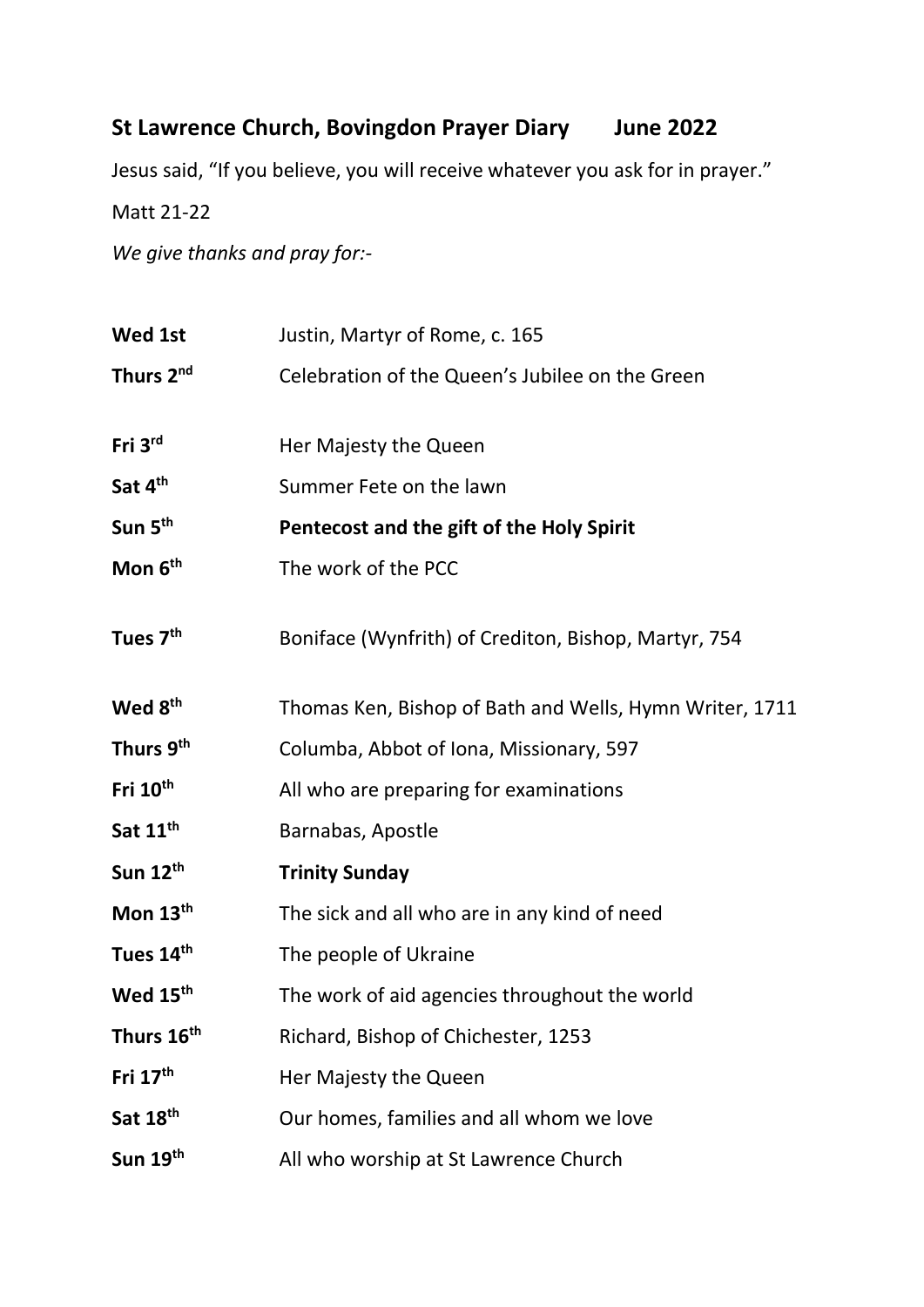## St Lawrence Church, Bovingdon Prayer Diary June 2022

Jesus said, "If you believe, you will receive whatever you ask for in prayer."

Matt 21-22

*We give thanks and pray for:-*

| | |
|---|---|
| **Wed 1st** | Justin, Martyr of Rome, c. 165 |
| **Thurs 2nd** | Celebration of the Queen's Jubilee on the Green |
| **Fri 3rd** | Her Majesty the Queen |
| **Sat 4th** | Summer Fete on the lawn |
| **Sun 5th** | **Pentecost and the gift of the Holy Spirit** |
| **Mon 6th** | The work of the PCC |
| **Tues 7th** | Boniface (Wynfrith) of Crediton, Bishop, Martyr, 754 |
| **Wed 8th** | Thomas Ken, Bishop of Bath and Wells, Hymn Writer, 1711 |
| **Thurs 9th** | Columba, Abbot of Iona, Missionary, 597 |
| **Fri 10th** | All who are preparing for examinations |
| **Sat 11th** | Barnabas, Apostle |
| **Sun 12th** | **Trinity Sunday** |
| **Mon 13th** | The sick and all who are in any kind of need |
| **Tues 14th** | The people of Ukraine |
| **Wed 15th** | The work of aid agencies throughout the world |
| **Thurs 16th** | Richard, Bishop of Chichester, 1253 |
| **Fri 17th** | Her Majesty the Queen |
| **Sat 18th** | Our homes, families and all whom we love |
| **Sun 19th** | All who worship at St Lawrence Church |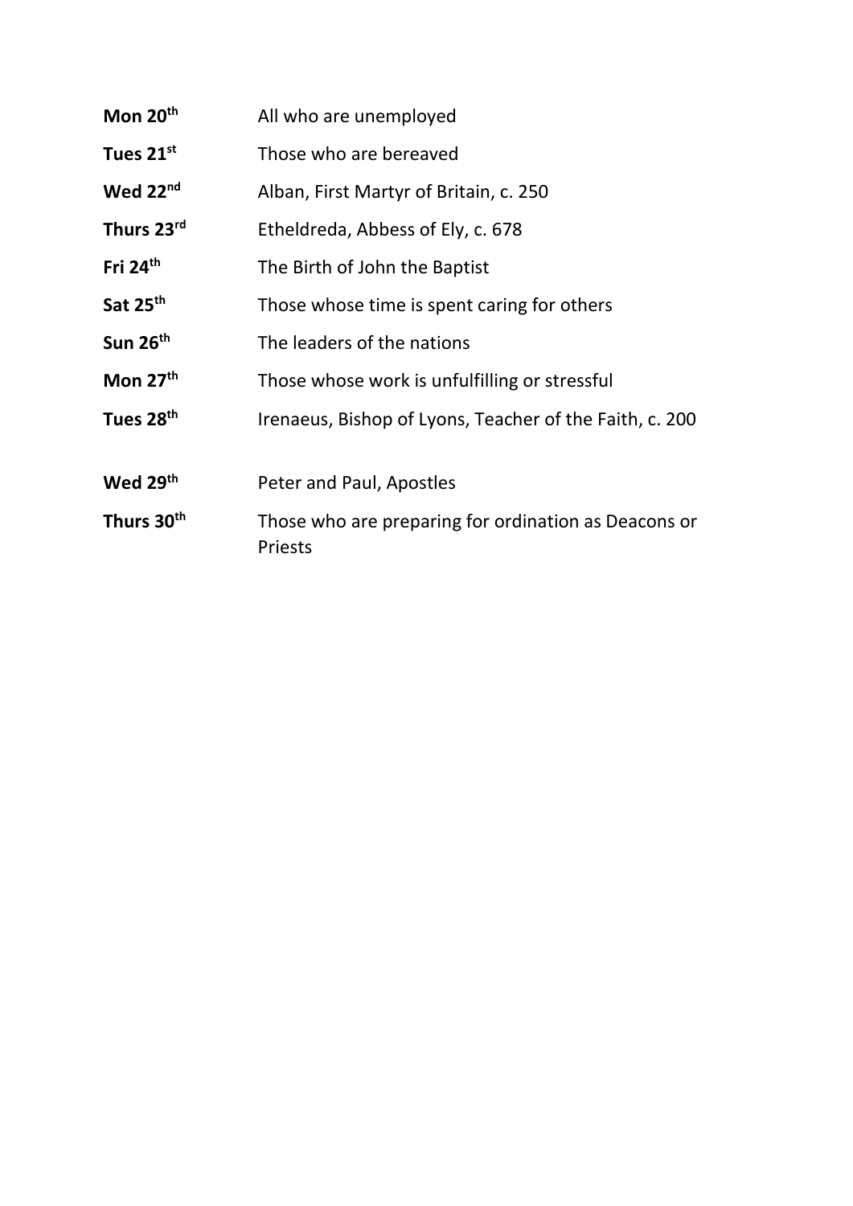| | |
|---|---|
| **Mon 20th** | All who are unemployed |
| **Tues 21st** | Those who are bereaved |
| **Wed 22nd** | Alban, First Martyr of Britain, c. 250 |
| **Thurs 23rd** | Etheldreda, Abbess of Ely, c. 678 |
| **Fri 24th** | The Birth of John the Baptist |
| **Sat 25th** | Those whose time is spent caring for others |
| **Sun 26th** | The leaders of the nations |
| **Mon 27th** | Those whose work is unfulfilling or stressful |
| **Tues 28th** | Irenaeus, Bishop of Lyons, Teacher of the Faith, c. 200 |
| **Wed 29th** | Peter and Paul, Apostles |
| **Thurs 30th** | Those who are preparing for ordination as Deacons or Priests |